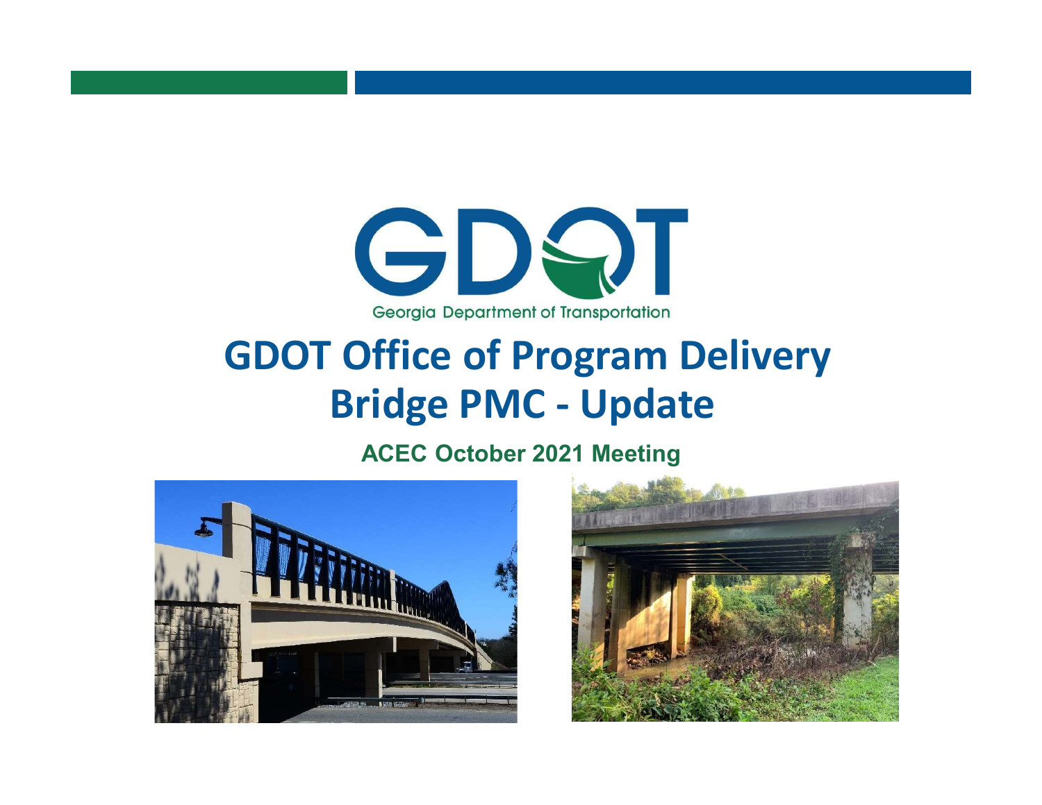GDOT

Georgia Department of Transportation

# GDOT Office of Program Delivery
# Bridge PMC - Update

**ACEC October 2021 Meeting**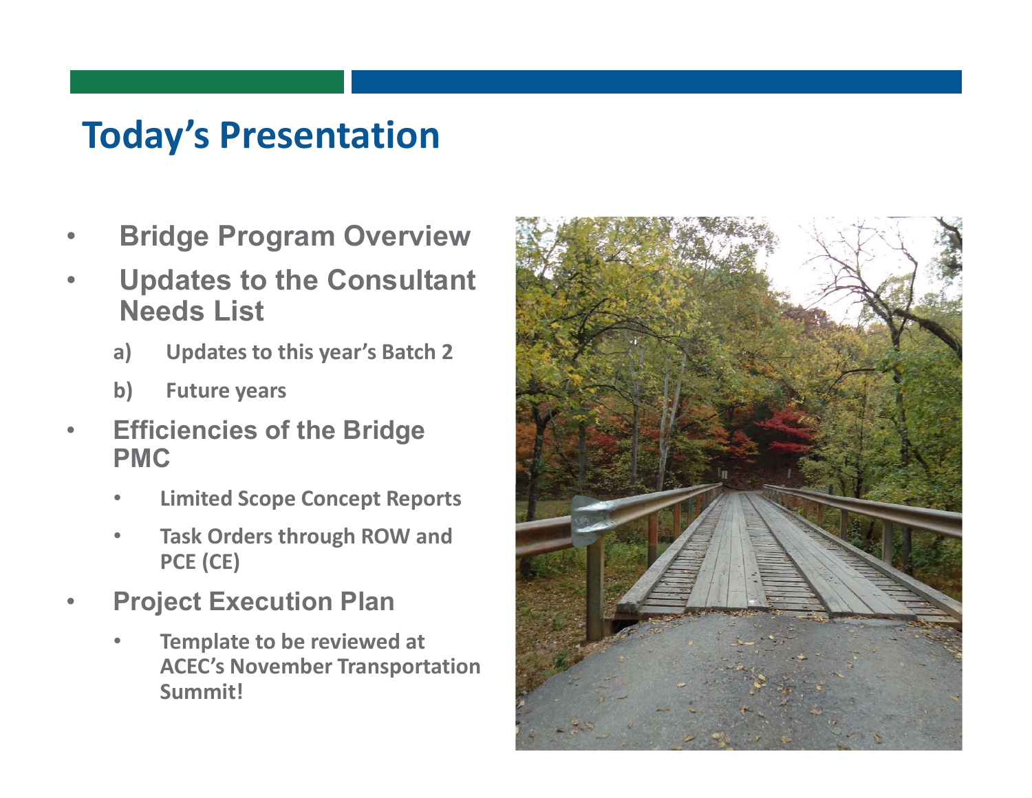# Today's Presentation

- **Bridge Program Overview**
- **Updates to the Consultant Needs List**
  - a) **Updates to this year's Batch 2**
  - b) **Future years**
- **Efficiencies of the Bridge PMC**
  - **Limited Scope Concept Reports**
  - **Task Orders through ROW and PCE (CE)**
- **Project Execution Plan**
  - **Template to be reviewed at ACEC's November Transportation Summit!**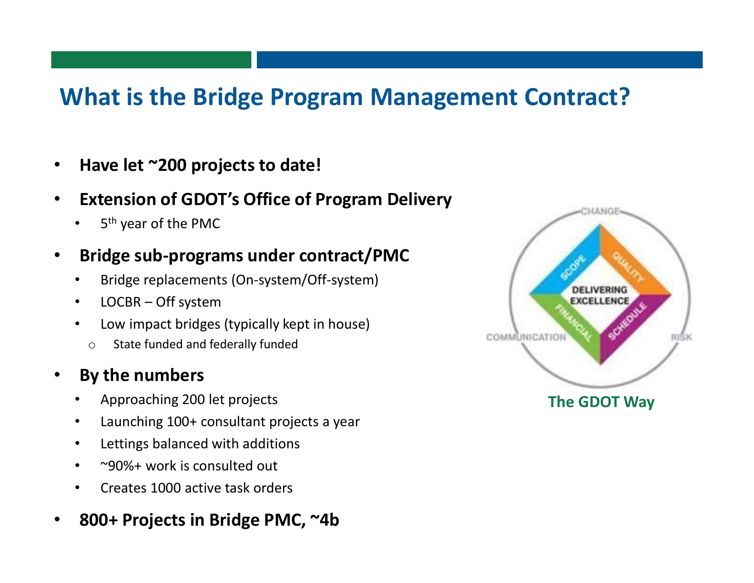# What is the Bridge Program Management Contract?

- **Have let ~200 projects to date!**
- **Extension of GDOT's Office of Program Delivery**
  - 5th year of the PMC
- **Bridge sub-programs under contract/PMC**
  - Bridge replacements (On-system/Off-system)
  - LOCBR – Off system
  - Low impact bridges (typically kept in house)
    - State funded and federally funded
- **By the numbers**
  - Approaching 200 let projects
  - Launching 100+ consultant projects a year
  - Lettings balanced with additions
  - ~90%+ work is consulted out
  - Creates 1000 active task orders
- **800+ Projects in Bridge PMC, ~4b**

CHANGE

SCOPE QUALITY

DELIVERING EXCELLENCE

FINANCIAL SCHEDULE

COMMUNICATION RISK

**The GDOT Way**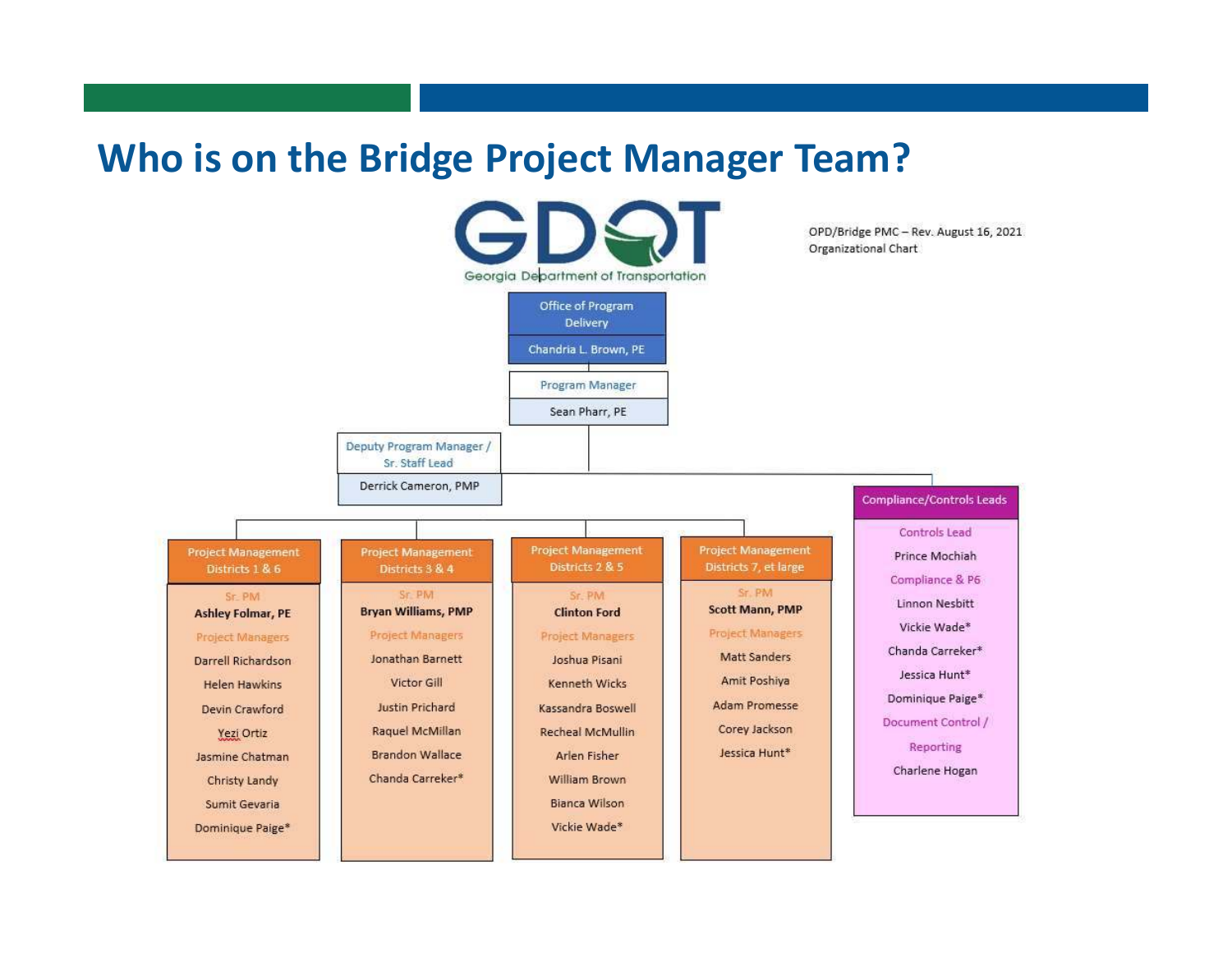# Who is on the Bridge Project Manager Team?

GDOT
Georgia Department of Transportation

OPD/Bridge PMC – Rev. August 16, 2021
Organizational Chart

**Office of Program Delivery**
Chandria L. Brown, PE

**Program Manager**
Sean Pharr, PE

**Deputy Program Manager / Sr. Staff Lead**
Derrick Cameron, PMP

| Project Management Districts 1 & 6 | Project Management Districts 3 & 4 | Project Management Districts 2 & 5 | Project Management Districts 7, et large |
|---|---|---|---|
| Sr. PM | Sr. PM | Sr. PM | Sr. PM |
| **Ashley Folmar, PE** | **Bryan Williams, PMP** | **Clinton Ford** | **Scott Mann, PMP** |
| Project Managers | Project Managers | Project Managers | Project Managers |
| Darrell Richardson | Jonathan Barnett | Joshua Pisani | Matt Sanders |
| Helen Hawkins | Victor Gill | Kenneth Wicks | Amit Poshiya |
| Devin Crawford | Justin Prichard | Kassandra Boswell | Adam Promesse |
| Yezi Ortiz | Raquel McMillan | Recheal McMullin | Corey Jackson |
| Jasmine Chatman | Brandon Wallace | Arlen Fisher | Jessica Hunt* |
| Christy Landy | Chanda Carreker* | William Brown | |
| Sumit Gevaria | | Bianca Wilson | |
| Dominique Paige* | | Vickie Wade* | |

**Compliance/Controls Leads**

Controls Lead
- Prince Mochiah

Compliance & P6
- Linnon Nesbitt
- Vickie Wade*
- Chanda Carreker*
- Jessica Hunt*
- Dominique Paige*

Document Control / Reporting
- Charlene Hogan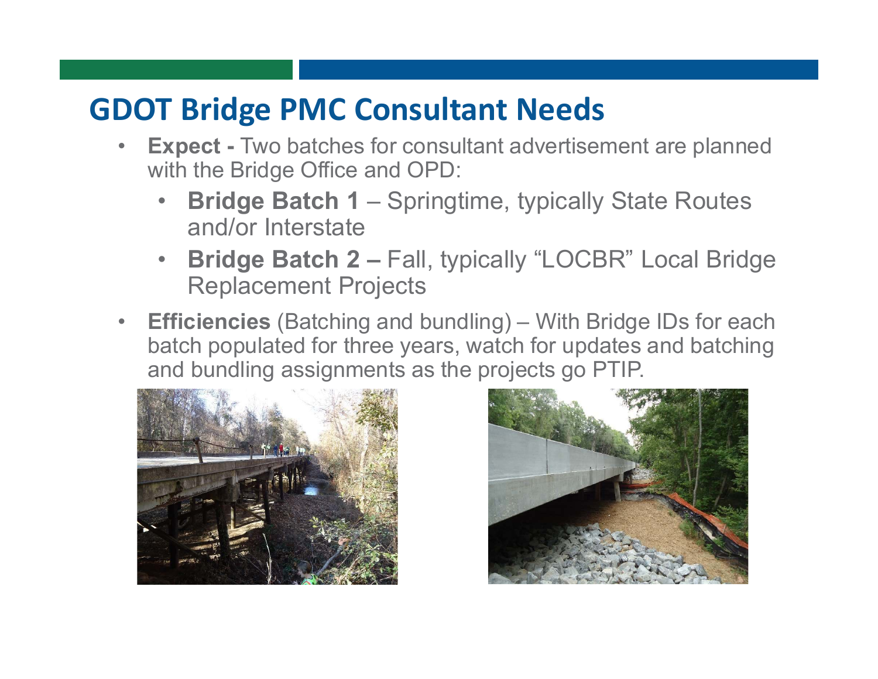# GDOT Bridge PMC Consultant Needs

- **Expect -** Two batches for consultant advertisement are planned with the Bridge Office and OPD:
  - **Bridge Batch 1** – Springtime, typically State Routes and/or Interstate
  - **Bridge Batch 2 –** Fall, typically "LOCBR" Local Bridge Replacement Projects
- **Efficiencies** (Batching and bundling) – With Bridge IDs for each batch populated for three years, watch for updates and batching and bundling assignments as the projects go PTIP.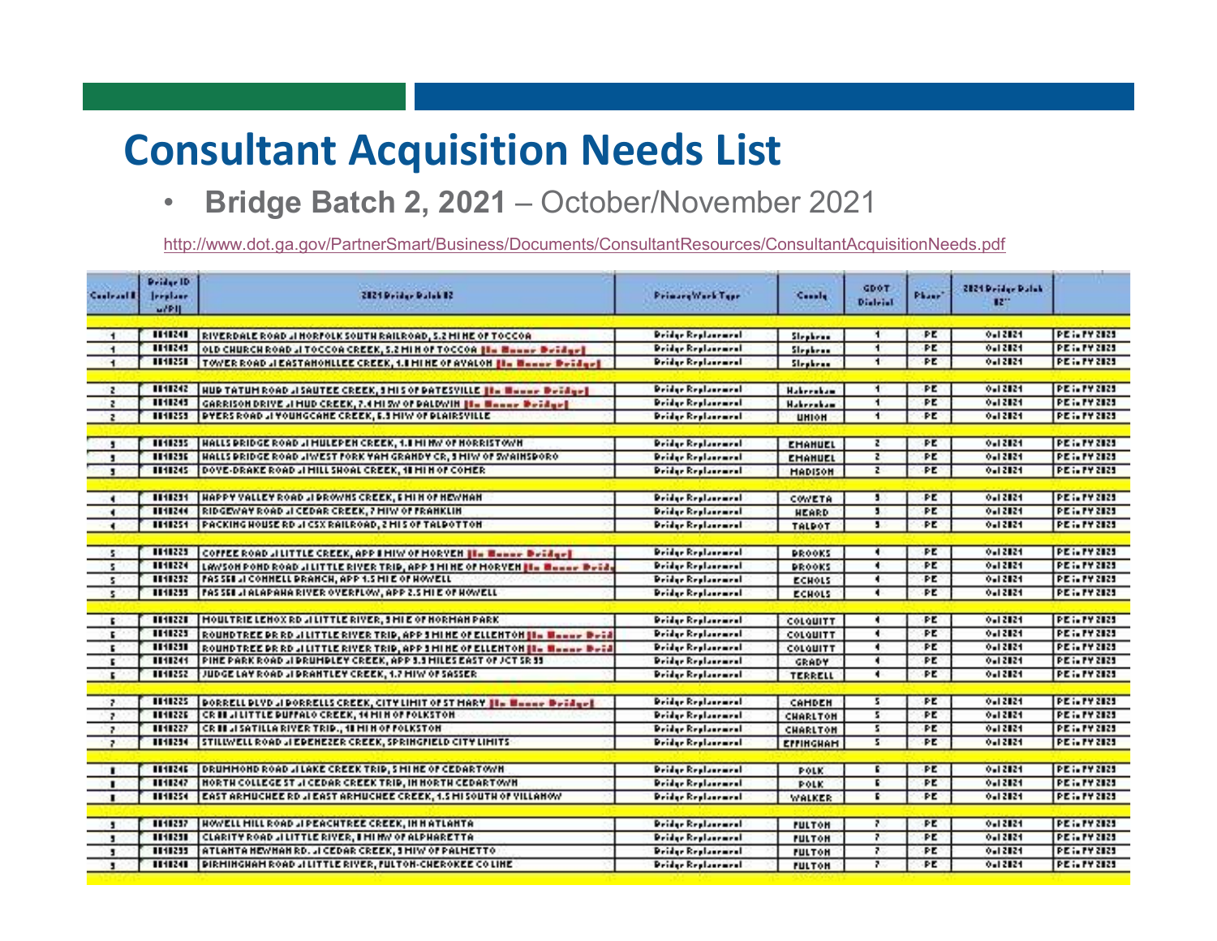# Consultant Acquisition Needs List

- **Bridge Batch 2, 2021** – October/November 2021

http://www.dot.ga.gov/PartnerSmart/Business/Documents/ConsultantResources/ConsultantAcquisitionNeeds.pdf

| Contract # | Bridge ID (replace w/PI) | 2021 Bridge Batch #2 | Primary Work Type | County | GDOT District | Phase | 2021 Bridge Batch #2 | |
|---|---|---|---|---|---|---|---|---|
| 1 | 0018240 | RIVERDALE ROAD at NORFOLK SOUTH RAILROAD, 5.2 MI NE OF TOCCOA | Bridge Replacement | Stephens | 1 | PE | Oct 2021 | PE in FY 2023 |
| 1 | 0018243 | OLD CHURCH ROAD at TOCCOA CREEK, 5.2 MI N OF TOCCOA [In House Bridge] | Bridge Replacement | Stephens | 1 | PE | Oct 2021 | PE in FY 2023 |
| 1 | 0018250 | TOWER ROAD at EASTANOLLEE CREEK, 1.8 MI NE OF AVALON [In House Bridge] | Bridge Replacement | Stephens | 1 | PE | Oct 2021 | PE in FY 2023 |
| 2 | 0018242 | HUB TATUM ROAD at SAUTEE CREEK, 3 MI S OF BATESVILLE [In House Bridge] | Bridge Replacement | Habersham | 1 | PE | Oct 2021 | PE in FY 2023 |
| 2 | 0018249 | GARRISON DRIVE at MUD CREEK, 2.4 MI SW OF BALDWIN [In House Bridge] | Bridge Replacement | Habersham | 1 | PE | Oct 2021 | PE in FY 2023 |
| 2 | 0018253 | BYERS ROAD at YOUNGCANE CREEK, 6.3 MI W OF BLAIRSVILLE | Bridge Replacement | UNION | 1 | PE | Oct 2021 | PE in FY 2023 |
| 3 | 0018235 | HALLS BRIDGE ROAD at MULEPEN CREEK, 1.8 MI NW OF NORRISTOWN | Bridge Replacement | EMANUEL | 2 | PE | Oct 2021 | PE in FY 2023 |
| 3 | 0018236 | HALLS BRIDGE ROAD at WEST FORK YAM GRANDY CR, 3 MI W OF SWAINSBORO | Bridge Replacement | EMANUEL | 2 | PE | Oct 2021 | PE in FY 2023 |
| 3 | 0018245 | DOVE-DRAKE ROAD at MILL SHOAL CREEK, 10 MI N OF COMER | Bridge Replacement | MADISON | 2 | PE | Oct 2021 | PE in FY 2023 |
| 4 | 0018231 | HAPPY VALLEY ROAD at BROWNS CREEK, 6 MI N OF NEWNAN | Bridge Replacement | COWETA | 3 | PE | Oct 2021 | PE in FY 2023 |
| 4 | 0018244 | RIDGEWAY ROAD at CEDAR CREEK, 7 MI W OF FRANKLIN | Bridge Replacement | HEARD | 3 | PE | Oct 2021 | PE in FY 2023 |
| 4 | 0018251 | PACKING HOUSE RD at CSX RAILROAD, 2 MI S OF TALBOTTON | Bridge Replacement | TALBOT | 3 | PE | Oct 2021 | PE in FY 2023 |
| 5 | 0018223 | COFFEE ROAD at LITTLE CREEK, APP 8 MI W OF MORVEN [In House Bridge] | Bridge Replacement | BROOKS | 4 | PE | Oct 2021 | PE in FY 2023 |
| 5 | 0018224 | LAWSON POND ROAD at LITTLE RIVER TRIB, APP 3 MI NE OF MORVEN [In House Bridg | Bridge Replacement | BROOKS | 4 | PE | Oct 2021 | PE in FY 2023 |
| 5 | 0018232 | PAS 560 at CONNELL BRANCH, APP 4.5 MI E OF HOWELL | Bridge Replacement | ECHOLS | 4 | PE | Oct 2021 | PE in FY 2023 |
| 5 | 0018233 | PAS 560 at ALAPAHA RIVER OVERFLOW, APP 2.5 MI E OF HOWELL | Bridge Replacement | ECHOLS | 4 | PE | Oct 2021 | PE in FY 2023 |
| 6 | 0018228 | MOULTRIE LENOX RD at LITTLE RIVER, 3 MI E OF NORMAN PARK | Bridge Replacement | COLQUITT | 4 | PE | Oct 2021 | PE in FY 2023 |
| 6 | 0018229 | ROUNDTREE BR RD at LITTLE RIVER TRIB, APP 3 MI NE OF ELLENTON [In House Brid | Bridge Replacement | COLQUITT | 4 | PE | Oct 2021 | PE in FY 2023 |
| 6 | 0018230 | ROUNDTREE BR RD at LITTLE RIVER TRIB, APP 3 MI NE OF ELLENTON [In House Brid | Bridge Replacement | COLQUITT | 4 | PE | Oct 2021 | PE in FY 2023 |
| 6 | 0018241 | PINE PARK ROAD at BRUMBLEY CREEK, APP 3.3 MILES EAST OF JCT SR 93 | Bridge Replacement | GRADY | 4 | PE | Oct 2021 | PE in FY 2023 |
| 6 | 0018252 | JUDGE LAY ROAD at BRANTLEY CREEK, 1.7 MI W OF SASSER | Bridge Replacement | TERRELL | 4 | PE | Oct 2021 | PE in FY 2023 |
| 7 | 0018225 | BORRELL BLVD at BORRELLS CREEK, CITY LIMIT OF ST MARY [In House Bridge] | Bridge Replacement | CAMDEN | 5 | PE | Oct 2021 | PE in FY 2023 |
| 7 | 0018226 | CR 88 at LITTLE BUFFALO CREEK, 14 MI N OF FOLKSTON | Bridge Replacement | CHARLTON | 5 | PE | Oct 2021 | PE in FY 2023 |
| 7 | 0018227 | CR 88 at SATILLA RIVER TRIB., 18 MI N OF FOLKSTON | Bridge Replacement | CHARLTON | 5 | PE | Oct 2021 | PE in FY 2023 |
| 7 | 0018234 | STILLWELL ROAD at EBENEZER CREEK, SPRINGFIELD CITY LIMITS | Bridge Replacement | EFFINGHAM | 5 | PE | Oct 2021 | PE in FY 2023 |
| 8 | 0018246 | DRUMMOND ROAD at LAKE CREEK TRIB, 3 MI NE OF CEDARTOWN | Bridge Replacement | POLK | 6 | PE | Oct 2021 | PE in FY 2023 |
| 8 | 0018247 | NORTH COLLEGE ST at CEDAR CREEK TRIB, IN NORTH CEDARTOWN | Bridge Replacement | POLK | 6 | PE | Oct 2021 | PE in FY 2023 |
| 8 | 0018254 | EAST ARMUCHEE RD at EAST ARMUCHEE CREEK, 4.5 MI SOUTH OF VILLANOW | Bridge Replacement | WALKER | 6 | PE | Oct 2021 | PE in FY 2023 |
| 9 | 0018237 | HOWELL MILL ROAD at PEACHTREE CREEK, IN N ATLANTA | Bridge Replacement | FULTON | 7 | PE | Oct 2021 | PE in FY 2023 |
| 9 | 0018238 | CLARITY ROAD at LITTLE RIVER, 8 MI NW OF ALPHARETTA | Bridge Replacement | FULTON | 7 | PE | Oct 2021 | PE in FY 2023 |
| 9 | 0018239 | ATLANTA NEWNAN RD. at CEDAR CREEK, 3 MI W OF PALMETTO | Bridge Replacement | FULTON | 7 | PE | Oct 2021 | PE in FY 2023 |
| 9 | 0018248 | BIRMINGHAM ROAD at LITTLE RIVER, FULTON-CHEROKEE CO LINE | Bridge Replacement | FULTON | 7 | PE | Oct 2021 | PE in FY 2023 |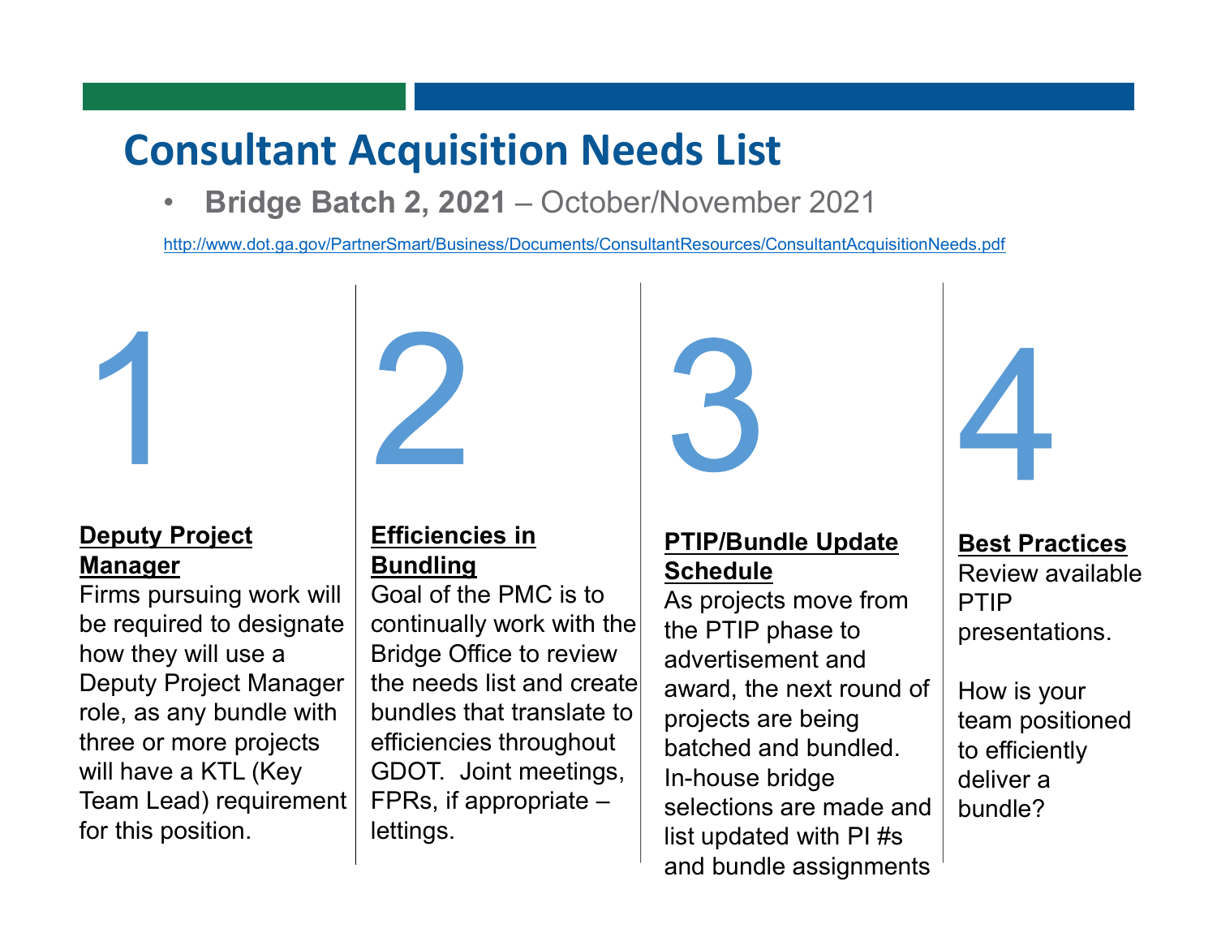# Consultant Acquisition Needs List

- **Bridge Batch 2, 2021** – October/November 2021

http://www.dot.ga.gov/PartnerSmart/Business/Documents/ConsultantResources/ConsultantAcquisitionNeeds.pdf

## 1

**Deputy Project Manager**

Firms pursuing work will be required to designate how they will use a Deputy Project Manager role, as any bundle with three or more projects will have a KTL (Key Team Lead) requirement for this position.

## 2

**Efficiencies in Bundling**

Goal of the PMC is to continually work with the Bridge Office to review the needs list and create bundles that translate to efficiencies throughout GDOT. Joint meetings, FPRs, if appropriate – lettings.

## 3

**PTIP/Bundle Update Schedule**

As projects move from the PTIP phase to advertisement and award, the next round of projects are being batched and bundled. In-house bridge selections are made and list updated with PI #s and bundle assignments

## 4

**Best Practices**

Review available PTIP presentations.

How is your team positioned to efficiently deliver a bundle?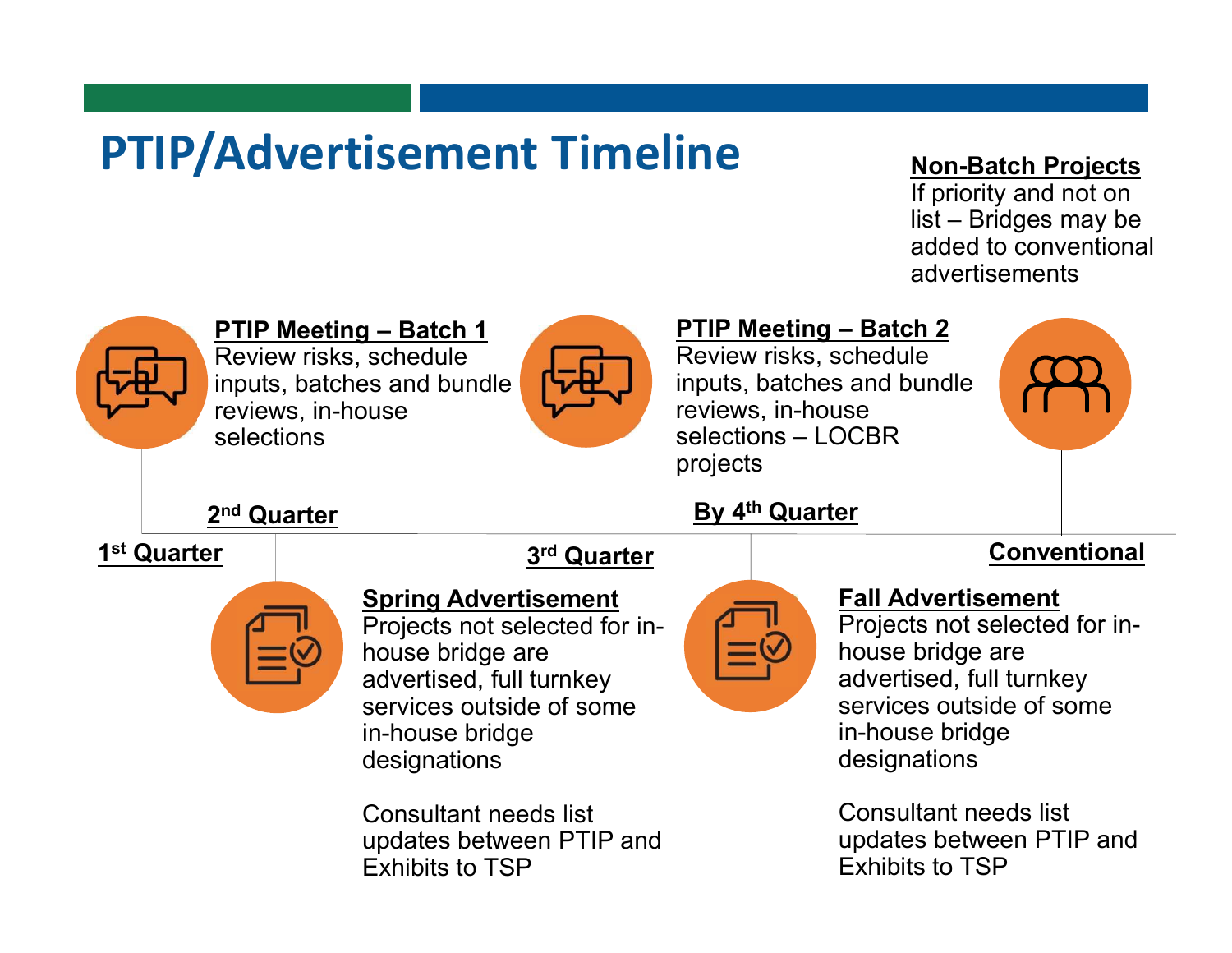# PTIP/Advertisement Timeline

**Non-Batch Projects**
If priority and not on list – Bridges may be added to conventional advertisements

**1st Quarter**

**PTIP Meeting – Batch 1**
Review risks, schedule inputs, batches and bundle reviews, in-house selections

**2nd Quarter**

**Spring Advertisement**
Projects not selected for in-house bridge are advertised, full turnkey services outside of some in-house bridge designations

Consultant needs list updates between PTIP and Exhibits to TSP

**3rd Quarter**

**PTIP Meeting – Batch 2**
Review risks, schedule inputs, batches and bundle reviews, in-house selections – LOCBR projects

**By 4th Quarter**

**Fall Advertisement**
Projects not selected for in-house bridge are advertised, full turnkey services outside of some in-house bridge designations

Consultant needs list updates between PTIP and Exhibits to TSP

**Conventional**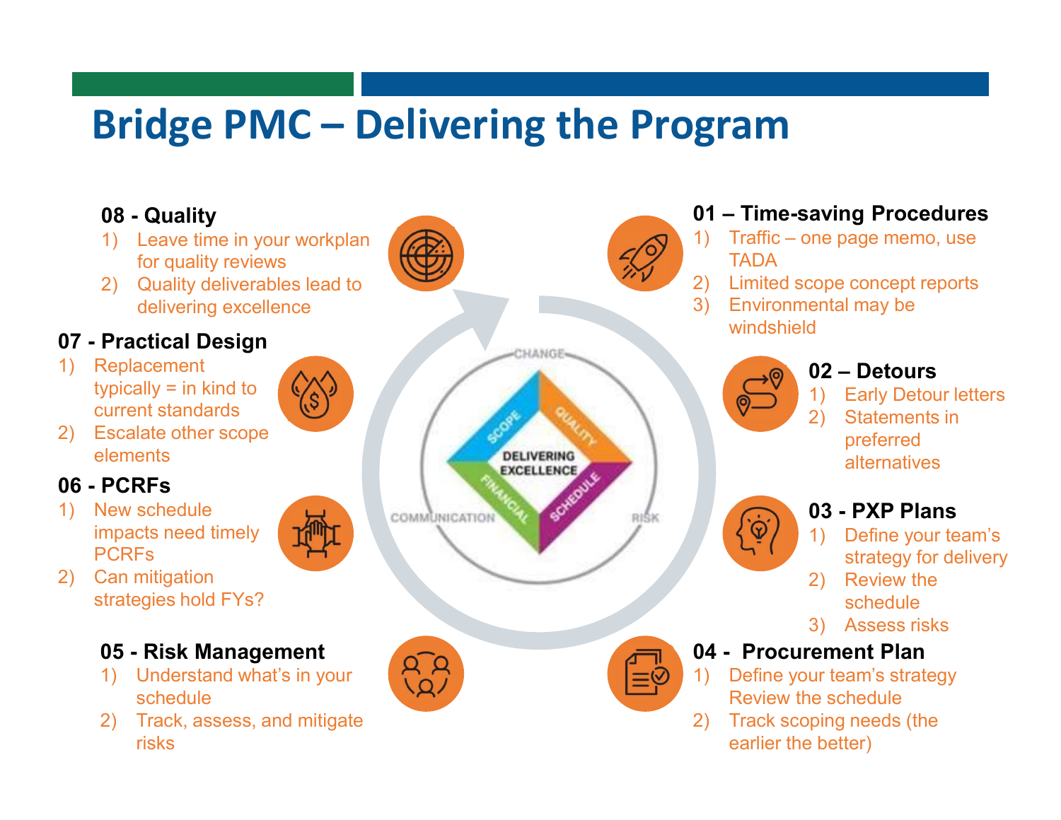# Bridge PMC – Delivering the Program

### 01 – Time-saving Procedures

1) Traffic – one page memo, use TADA
2) Limited scope concept reports
3) Environmental may be windshield

### 02 – Detours

1) Early Detour letters
2) Statements in preferred alternatives

### 03 - PXP Plans

1) Define your team's strategy for delivery
2) Review the schedule
3) Assess risks

### 04 - Procurement Plan

1) Define your team's strategy Review the schedule
2) Track scoping needs (the earlier the better)

### 05 - Risk Management

1) Understand what's in your schedule
2) Track, assess, and mitigate risks

### 06 - PCRFs

1) New schedule impacts need timely PCRFs
2) Can mitigation strategies hold FYs?

### 07 - Practical Design

1) Replacement typically = in kind to current standards
2) Escalate other scope elements

### 08 - Quality

1) Leave time in your workplan for quality reviews
2) Quality deliverables lead to delivering excellence

DELIVERING EXCELLENCE

SCOPE · QUALITY · FINANCIAL · SCHEDULE

CHANGE · COMMUNICATION · RISK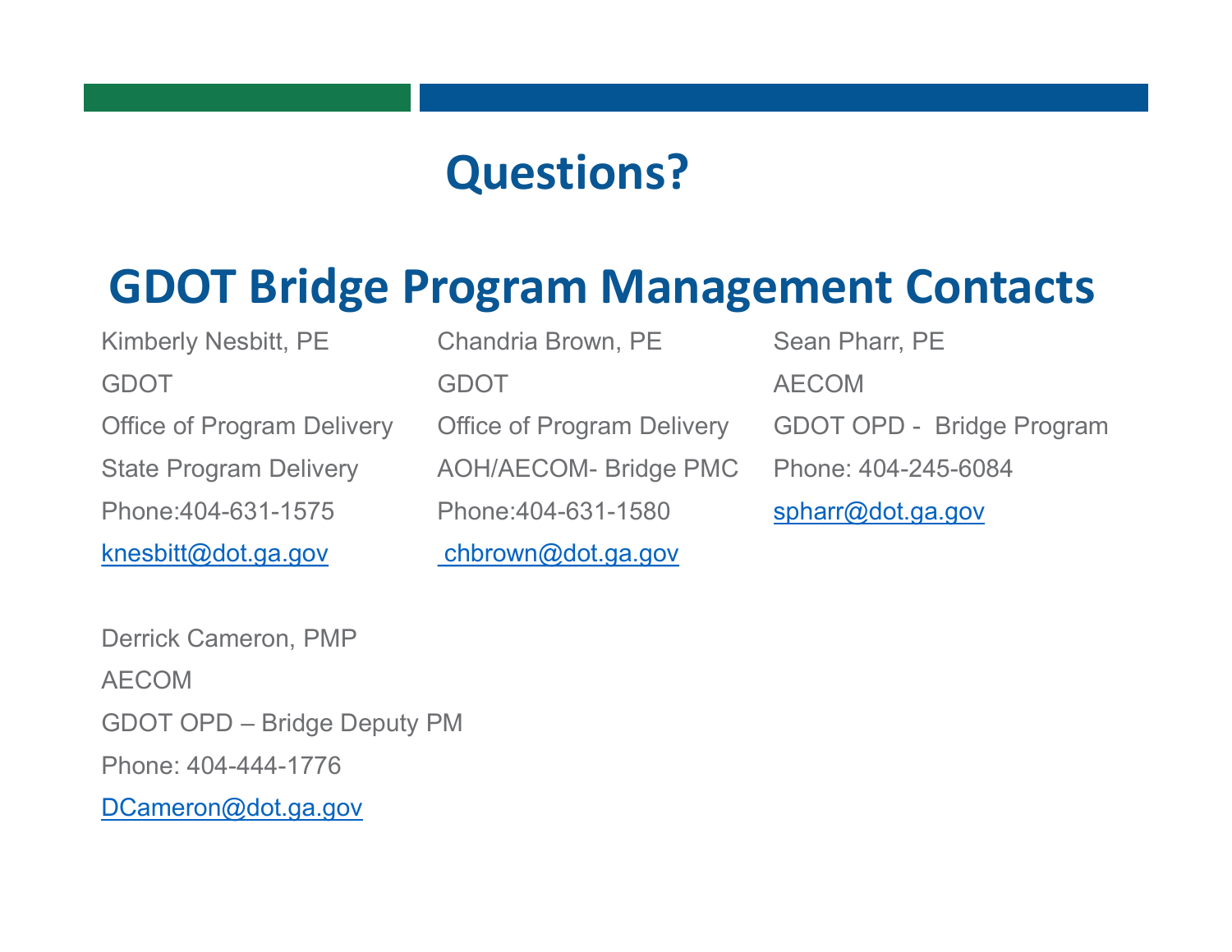# Questions?

## GDOT Bridge Program Management Contacts

Kimberly Nesbitt, PE
GDOT
Office of Program Delivery
State Program Delivery
Phone:404-631-1575
knesbitt@dot.ga.gov

Chandria Brown, PE
GDOT
Office of Program Delivery
AOH/AECOM- Bridge PMC
Phone:404-631-1580
chbrown@dot.ga.gov

Sean Pharr, PE
AECOM
GDOT OPD - Bridge Program
Phone: 404-245-6084
spharr@dot.ga.gov

Derrick Cameron, PMP
AECOM
GDOT OPD – Bridge Deputy PM
Phone: 404-444-1776
DCameron@dot.ga.gov